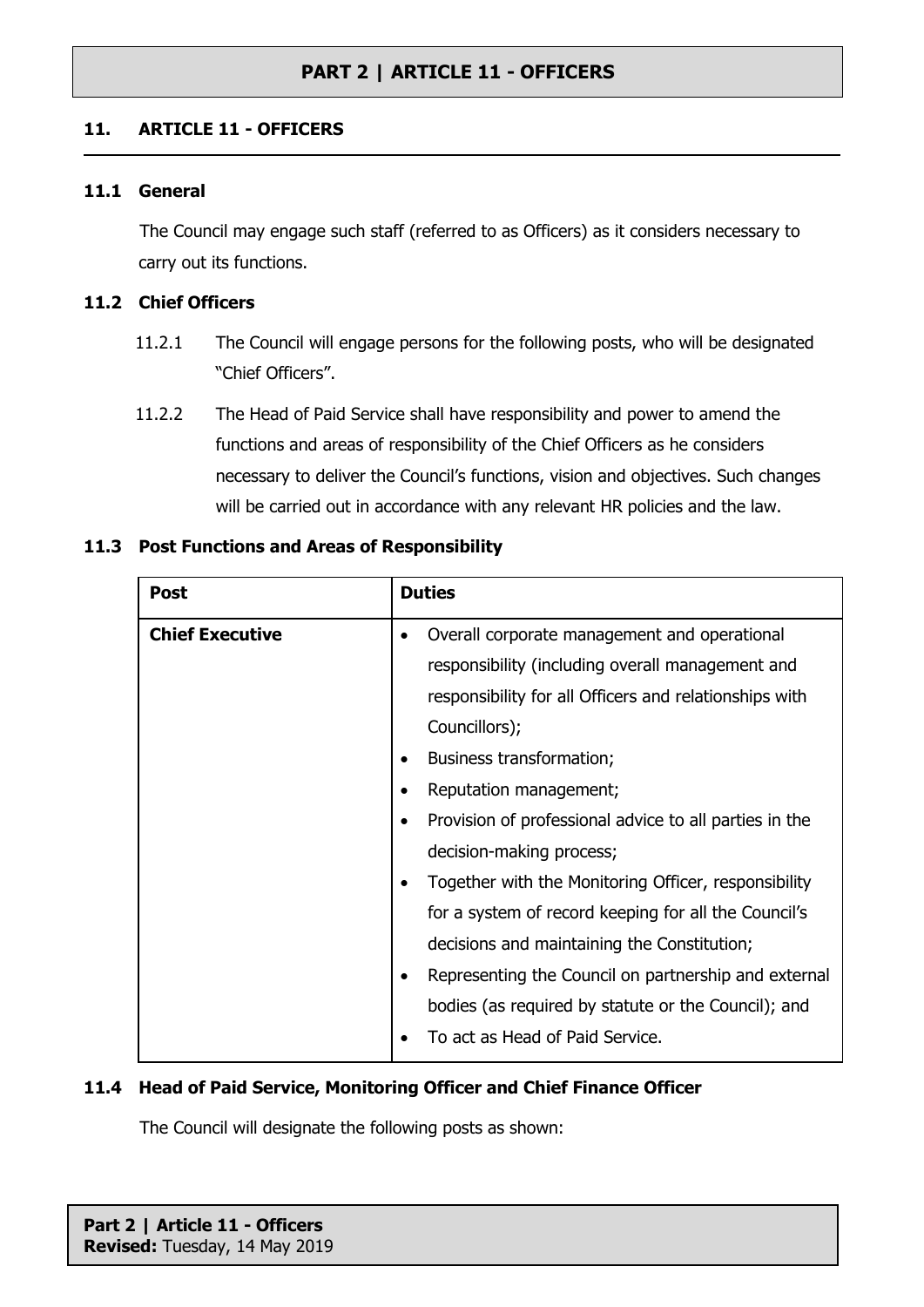# PART 2 | ARTICLE 11 - OFFICERS

## 11. ARTICLE 11 - OFFICERS

### 11.1 General

The Council may engage such staff (referred to as Officers) as it considers necessary to carry out its functions.

### 11.2 Chief Officers

11.2.1 The Council will engage persons for the following posts, who will be designated "Chief Officers".

11.2.2 The Head of Paid Service shall have responsibility and power to amend the functions and areas of responsibility of the Chief Officers as he considers necessary to deliver the Council's functions, vision and objectives. Such changes will be carried out in accordance with any relevant HR policies and the law.

### 11.3 Post Functions and Areas of Responsibility

| Post | Duties |
|---|---|
| **Chief Executive** | • Overall corporate management and operational responsibility (including overall management and responsibility for all Officers and relationships with Councillors);<br>• Business transformation;<br>• Reputation management;<br>• Provision of professional advice to all parties in the decision-making process;<br>• Together with the Monitoring Officer, responsibility for a system of record keeping for all the Council's decisions and maintaining the Constitution;<br>• Representing the Council on partnership and external bodies (as required by statute or the Council); and<br>• To act as Head of Paid Service. |

### 11.4 Head of Paid Service, Monitoring Officer and Chief Finance Officer

The Council will designate the following posts as shown: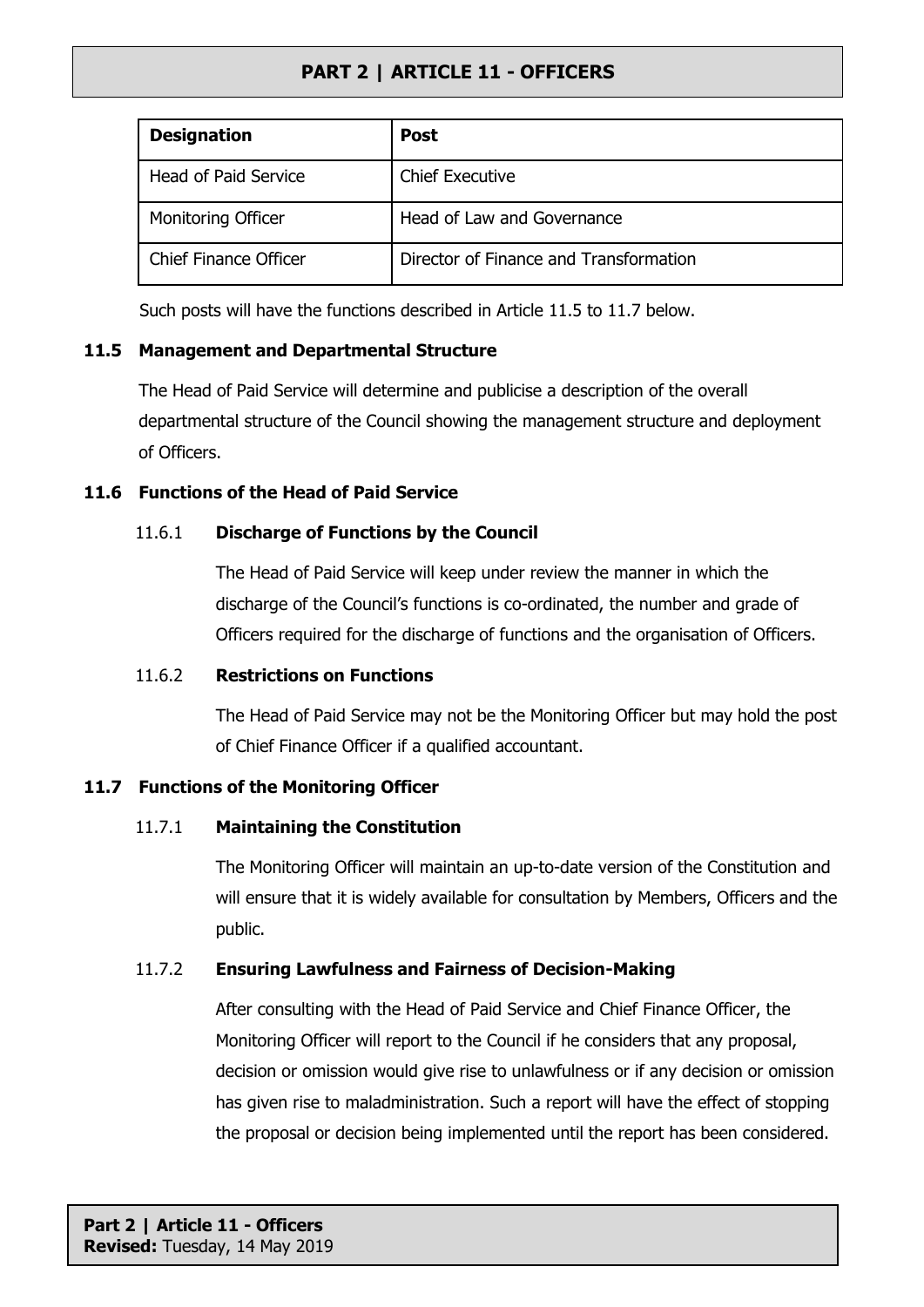| Designation | Post |
| --- | --- |
| Head of Paid Service | Chief Executive |
| Monitoring Officer | Head of Law and Governance |
| Chief Finance Officer | Director of Finance and Transformation |

Such posts will have the functions described in Article 11.5 to 11.7 below.

### 11.5 Management and Departmental Structure

The Head of Paid Service will determine and publicise a description of the overall departmental structure of the Council showing the management structure and deployment of Officers.

### 11.6 Functions of the Head of Paid Service

#### 11.6.1 Discharge of Functions by the Council

The Head of Paid Service will keep under review the manner in which the discharge of the Council's functions is co-ordinated, the number and grade of Officers required for the discharge of functions and the organisation of Officers.

#### 11.6.2 Restrictions on Functions

The Head of Paid Service may not be the Monitoring Officer but may hold the post of Chief Finance Officer if a qualified accountant.

### 11.7 Functions of the Monitoring Officer

#### 11.7.1 Maintaining the Constitution

The Monitoring Officer will maintain an up-to-date version of the Constitution and will ensure that it is widely available for consultation by Members, Officers and the public.

#### 11.7.2 Ensuring Lawfulness and Fairness of Decision-Making

After consulting with the Head of Paid Service and Chief Finance Officer, the Monitoring Officer will report to the Council if he considers that any proposal, decision or omission would give rise to unlawfulness or if any decision or omission has given rise to maladministration. Such a report will have the effect of stopping the proposal or decision being implemented until the report has been considered.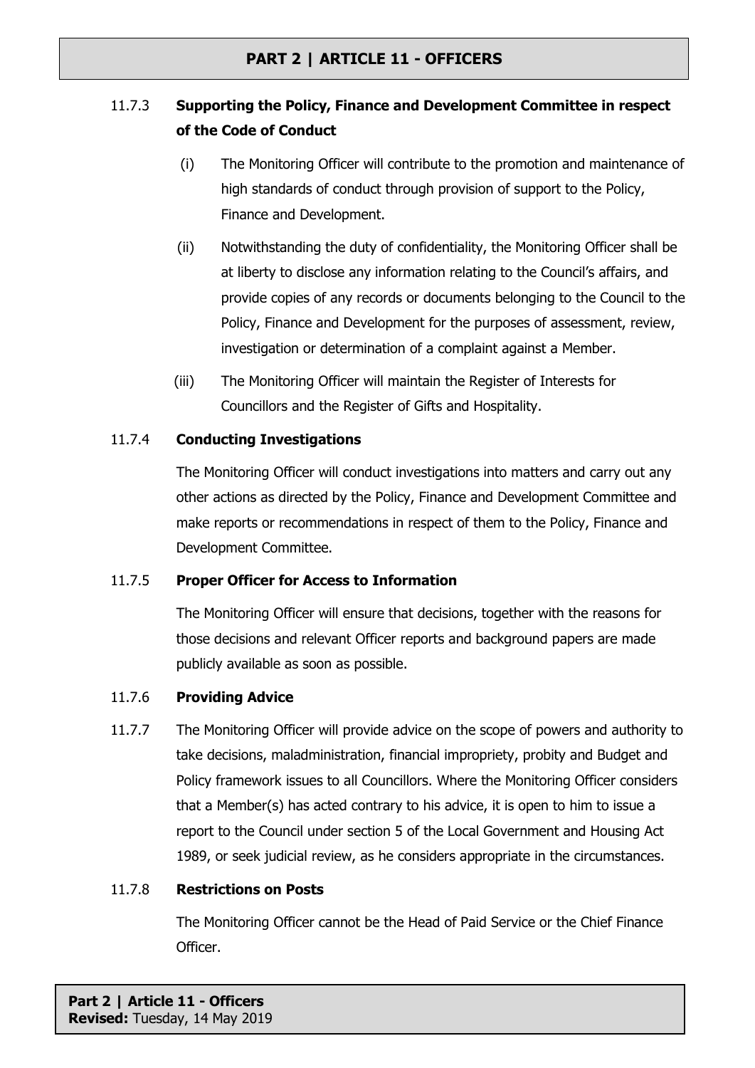### 11.7.3 Supporting the Policy, Finance and Development Committee in respect of the Code of Conduct

(i) The Monitoring Officer will contribute to the promotion and maintenance of high standards of conduct through provision of support to the Policy, Finance and Development.

(ii) Notwithstanding the duty of confidentiality, the Monitoring Officer shall be at liberty to disclose any information relating to the Council's affairs, and provide copies of any records or documents belonging to the Council to the Policy, Finance and Development for the purposes of assessment, review, investigation or determination of a complaint against a Member.

(iii) The Monitoring Officer will maintain the Register of Interests for Councillors and the Register of Gifts and Hospitality.

### 11.7.4 Conducting Investigations

The Monitoring Officer will conduct investigations into matters and carry out any other actions as directed by the Policy, Finance and Development Committee and make reports or recommendations in respect of them to the Policy, Finance and Development Committee.

### 11.7.5 Proper Officer for Access to Information

The Monitoring Officer will ensure that decisions, together with the reasons for those decisions and relevant Officer reports and background papers are made publicly available as soon as possible.

### 11.7.6 Providing Advice

11.7.7 The Monitoring Officer will provide advice on the scope of powers and authority to take decisions, maladministration, financial impropriety, probity and Budget and Policy framework issues to all Councillors. Where the Monitoring Officer considers that a Member(s) has acted contrary to his advice, it is open to him to issue a report to the Council under section 5 of the Local Government and Housing Act 1989, or seek judicial review, as he considers appropriate in the circumstances.

### 11.7.8 Restrictions on Posts

The Monitoring Officer cannot be the Head of Paid Service or the Chief Finance Officer.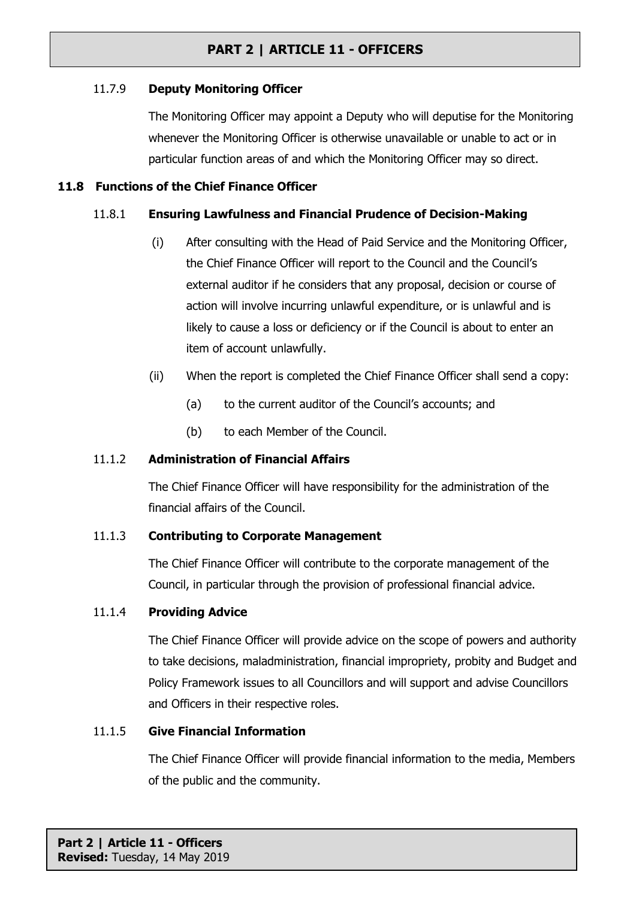#### 11.7.9 **Deputy Monitoring Officer**

The Monitoring Officer may appoint a Deputy who will deputise for the Monitoring whenever the Monitoring Officer is otherwise unavailable or unable to act or in particular function areas of and which the Monitoring Officer may so direct.

### 11.8 Functions of the Chief Finance Officer

#### 11.8.1 **Ensuring Lawfulness and Financial Prudence of Decision-Making**

(i) After consulting with the Head of Paid Service and the Monitoring Officer, the Chief Finance Officer will report to the Council and the Council's external auditor if he considers that any proposal, decision or course of action will involve incurring unlawful expenditure, or is unlawful and is likely to cause a loss or deficiency or if the Council is about to enter an item of account unlawfully.

(ii) When the report is completed the Chief Finance Officer shall send a copy:

(a) to the current auditor of the Council's accounts; and

(b) to each Member of the Council.

#### 11.1.2 **Administration of Financial Affairs**

The Chief Finance Officer will have responsibility for the administration of the financial affairs of the Council.

#### 11.1.3 **Contributing to Corporate Management**

The Chief Finance Officer will contribute to the corporate management of the Council, in particular through the provision of professional financial advice.

#### 11.1.4 **Providing Advice**

The Chief Finance Officer will provide advice on the scope of powers and authority to take decisions, maladministration, financial impropriety, probity and Budget and Policy Framework issues to all Councillors and will support and advise Councillors and Officers in their respective roles.

#### 11.1.5 **Give Financial Information**

The Chief Finance Officer will provide financial information to the media, Members of the public and the community.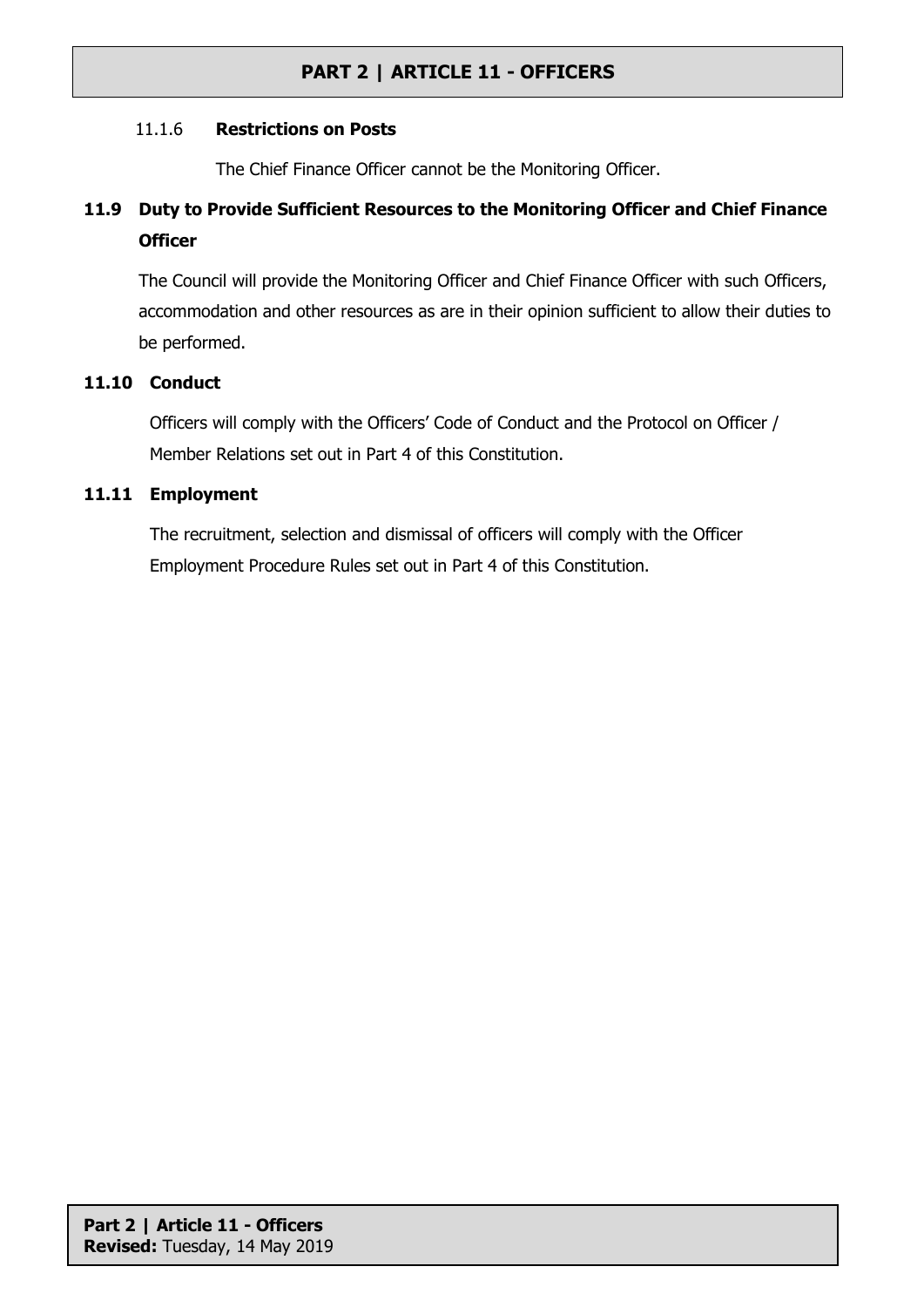#### 11.1.6 **Restrictions on Posts**

The Chief Finance Officer cannot be the Monitoring Officer.

### 11.9 Duty to Provide Sufficient Resources to the Monitoring Officer and Chief Finance Officer

The Council will provide the Monitoring Officer and Chief Finance Officer with such Officers, accommodation and other resources as are in their opinion sufficient to allow their duties to be performed.

### 11.10 Conduct

Officers will comply with the Officers' Code of Conduct and the Protocol on Officer / Member Relations set out in Part 4 of this Constitution.

### 11.11 Employment

The recruitment, selection and dismissal of officers will comply with the Officer Employment Procedure Rules set out in Part 4 of this Constitution.